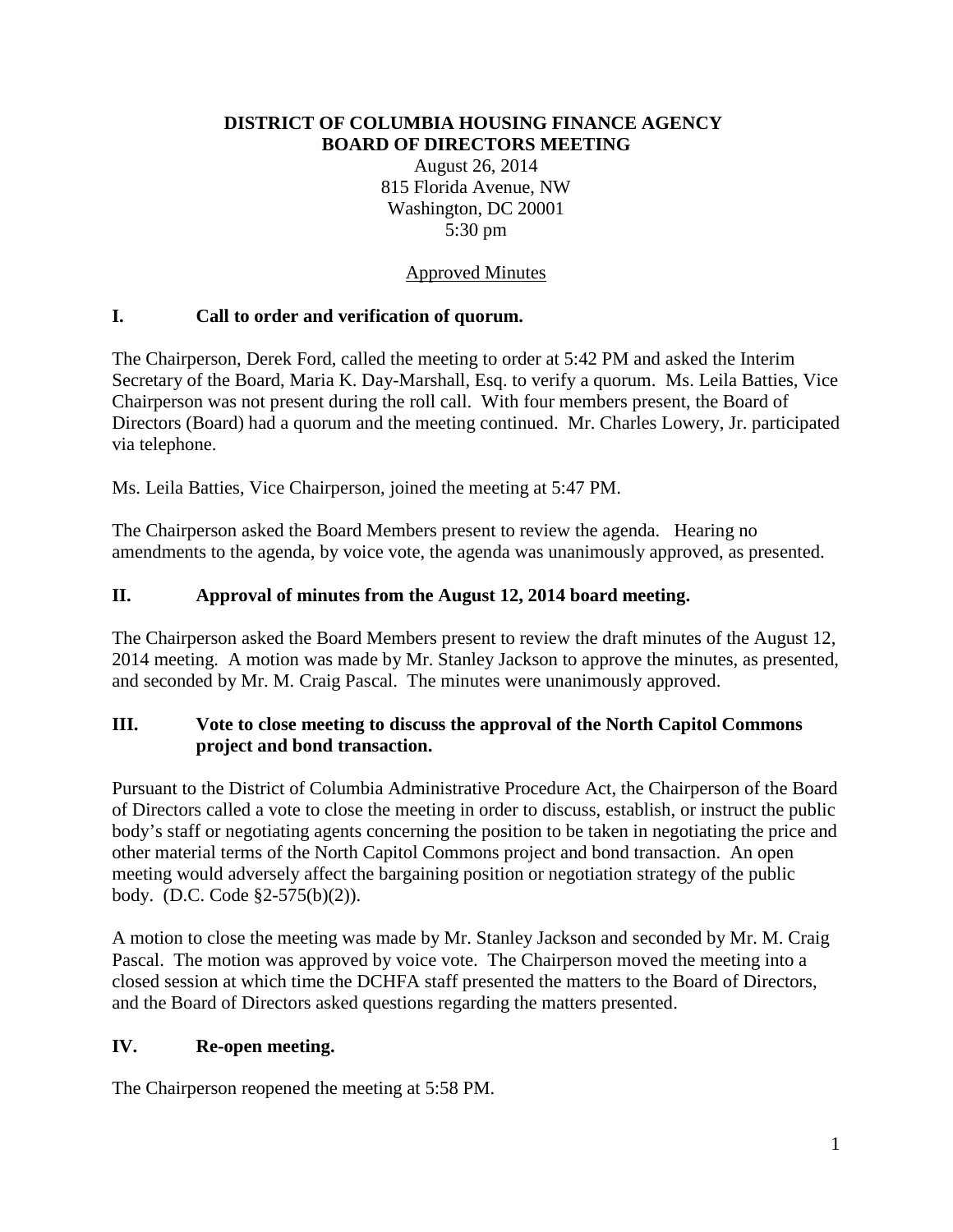**DISTRICT OF COLUMBIA HOUSING FINANCE AGENCY**
**BOARD OF DIRECTORS MEETING**

August 26, 2014
815 Florida Avenue, NW
Washington, DC 20001
5:30 pm

Approved Minutes

## I. Call to order and verification of quorum.

The Chairperson, Derek Ford, called the meeting to order at 5:42 PM and asked the Interim Secretary of the Board, Maria K. Day-Marshall, Esq. to verify a quorum. Ms. Leila Batties, Vice Chairperson was not present during the roll call. With four members present, the Board of Directors (Board) had a quorum and the meeting continued. Mr. Charles Lowery, Jr. participated via telephone.

Ms. Leila Batties, Vice Chairperson, joined the meeting at 5:47 PM.

The Chairperson asked the Board Members present to review the agenda. Hearing no amendments to the agenda, by voice vote, the agenda was unanimously approved, as presented.

## II. Approval of minutes from the August 12, 2014 board meeting.

The Chairperson asked the Board Members present to review the draft minutes of the August 12, 2014 meeting. A motion was made by Mr. Stanley Jackson to approve the minutes, as presented, and seconded by Mr. M. Craig Pascal. The minutes were unanimously approved.

## III. Vote to close meeting to discuss the approval of the North Capitol Commons project and bond transaction.

Pursuant to the District of Columbia Administrative Procedure Act, the Chairperson of the Board of Directors called a vote to close the meeting in order to discuss, establish, or instruct the public body's staff or negotiating agents concerning the position to be taken in negotiating the price and other material terms of the North Capitol Commons project and bond transaction. An open meeting would adversely affect the bargaining position or negotiation strategy of the public body. (D.C. Code §2-575(b)(2)).

A motion to close the meeting was made by Mr. Stanley Jackson and seconded by Mr. M. Craig Pascal. The motion was approved by voice vote. The Chairperson moved the meeting into a closed session at which time the DCHFA staff presented the matters to the Board of Directors, and the Board of Directors asked questions regarding the matters presented.

## IV. Re-open meeting.

The Chairperson reopened the meeting at 5:58 PM.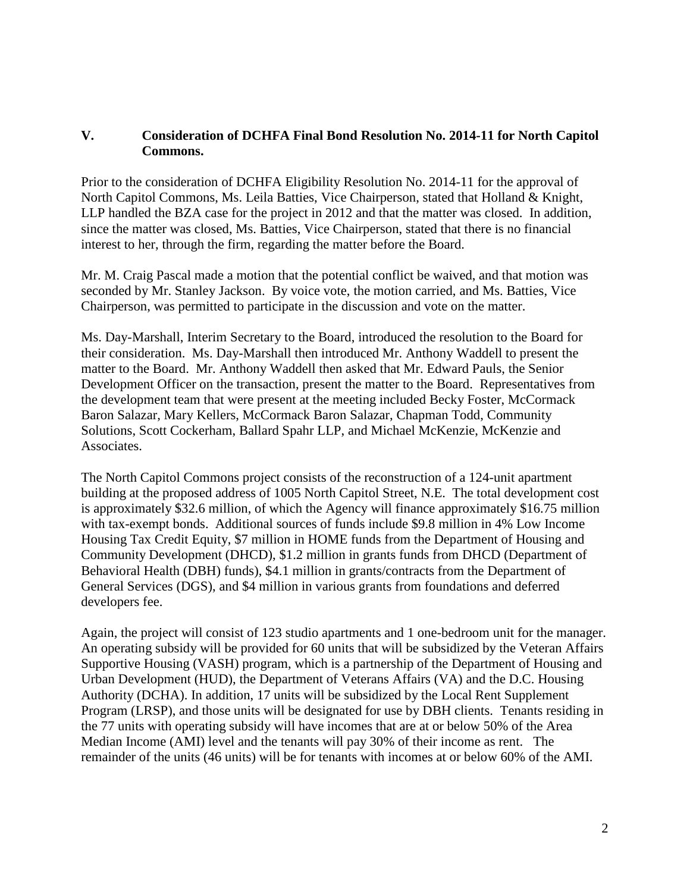## V. Consideration of DCHFA Final Bond Resolution No. 2014-11 for North Capitol Commons.

Prior to the consideration of DCHFA Eligibility Resolution No. 2014-11 for the approval of North Capitol Commons, Ms. Leila Batties, Vice Chairperson, stated that Holland & Knight, LLP handled the BZA case for the project in 2012 and that the matter was closed. In addition, since the matter was closed, Ms. Batties, Vice Chairperson, stated that there is no financial interest to her, through the firm, regarding the matter before the Board.

Mr. M. Craig Pascal made a motion that the potential conflict be waived, and that motion was seconded by Mr. Stanley Jackson. By voice vote, the motion carried, and Ms. Batties, Vice Chairperson, was permitted to participate in the discussion and vote on the matter.

Ms. Day-Marshall, Interim Secretary to the Board, introduced the resolution to the Board for their consideration. Ms. Day-Marshall then introduced Mr. Anthony Waddell to present the matter to the Board. Mr. Anthony Waddell then asked that Mr. Edward Pauls, the Senior Development Officer on the transaction, present the matter to the Board. Representatives from the development team that were present at the meeting included Becky Foster, McCormack Baron Salazar, Mary Kellers, McCormack Baron Salazar, Chapman Todd, Community Solutions, Scott Cockerham, Ballard Spahr LLP, and Michael McKenzie, McKenzie and Associates.

The North Capitol Commons project consists of the reconstruction of a 124-unit apartment building at the proposed address of 1005 North Capitol Street, N.E. The total development cost is approximately $32.6 million, of which the Agency will finance approximately $16.75 million with tax-exempt bonds. Additional sources of funds include $9.8 million in 4% Low Income Housing Tax Credit Equity, $7 million in HOME funds from the Department of Housing and Community Development (DHCD), $1.2 million in grants funds from DHCD (Department of Behavioral Health (DBH) funds), $4.1 million in grants/contracts from the Department of General Services (DGS), and $4 million in various grants from foundations and deferred developers fee.

Again, the project will consist of 123 studio apartments and 1 one-bedroom unit for the manager. An operating subsidy will be provided for 60 units that will be subsidized by the Veteran Affairs Supportive Housing (VASH) program, which is a partnership of the Department of Housing and Urban Development (HUD), the Department of Veterans Affairs (VA) and the D.C. Housing Authority (DCHA). In addition, 17 units will be subsidized by the Local Rent Supplement Program (LRSP), and those units will be designated for use by DBH clients. Tenants residing in the 77 units with operating subsidy will have incomes that are at or below 50% of the Area Median Income (AMI) level and the tenants will pay 30% of their income as rent. The remainder of the units (46 units) will be for tenants with incomes at or below 60% of the AMI.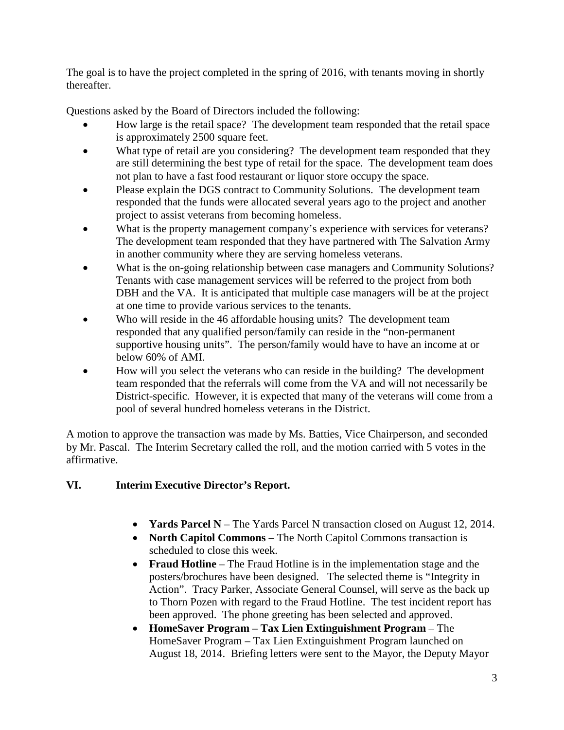The goal is to have the project completed in the spring of 2016, with tenants moving in shortly thereafter.

Questions asked by the Board of Directors included the following:

- How large is the retail space? The development team responded that the retail space is approximately 2500 square feet.
- What type of retail are you considering? The development team responded that they are still determining the best type of retail for the space. The development team does not plan to have a fast food restaurant or liquor store occupy the space.
- Please explain the DGS contract to Community Solutions. The development team responded that the funds were allocated several years ago to the project and another project to assist veterans from becoming homeless.
- What is the property management company's experience with services for veterans? The development team responded that they have partnered with The Salvation Army in another community where they are serving homeless veterans.
- What is the on-going relationship between case managers and Community Solutions? Tenants with case management services will be referred to the project from both DBH and the VA. It is anticipated that multiple case managers will be at the project at one time to provide various services to the tenants.
- Who will reside in the 46 affordable housing units? The development team responded that any qualified person/family can reside in the "non-permanent supportive housing units". The person/family would have to have an income at or below 60% of AMI.
- How will you select the veterans who can reside in the building? The development team responded that the referrals will come from the VA and will not necessarily be District-specific. However, it is expected that many of the veterans will come from a pool of several hundred homeless veterans in the District.

A motion to approve the transaction was made by Ms. Batties, Vice Chairperson, and seconded by Mr. Pascal. The Interim Secretary called the roll, and the motion carried with 5 votes in the affirmative.

## VI. Interim Executive Director's Report.

- **Yards Parcel N** – The Yards Parcel N transaction closed on August 12, 2014.
- **North Capitol Commons** – The North Capitol Commons transaction is scheduled to close this week.
- **Fraud Hotline** – The Fraud Hotline is in the implementation stage and the posters/brochures have been designed. The selected theme is "Integrity in Action". Tracy Parker, Associate General Counsel, will serve as the back up to Thorn Pozen with regard to the Fraud Hotline. The test incident report has been approved. The phone greeting has been selected and approved.
- **HomeSaver Program – Tax Lien Extinguishment Program** – The HomeSaver Program – Tax Lien Extinguishment Program launched on August 18, 2014. Briefing letters were sent to the Mayor, the Deputy Mayor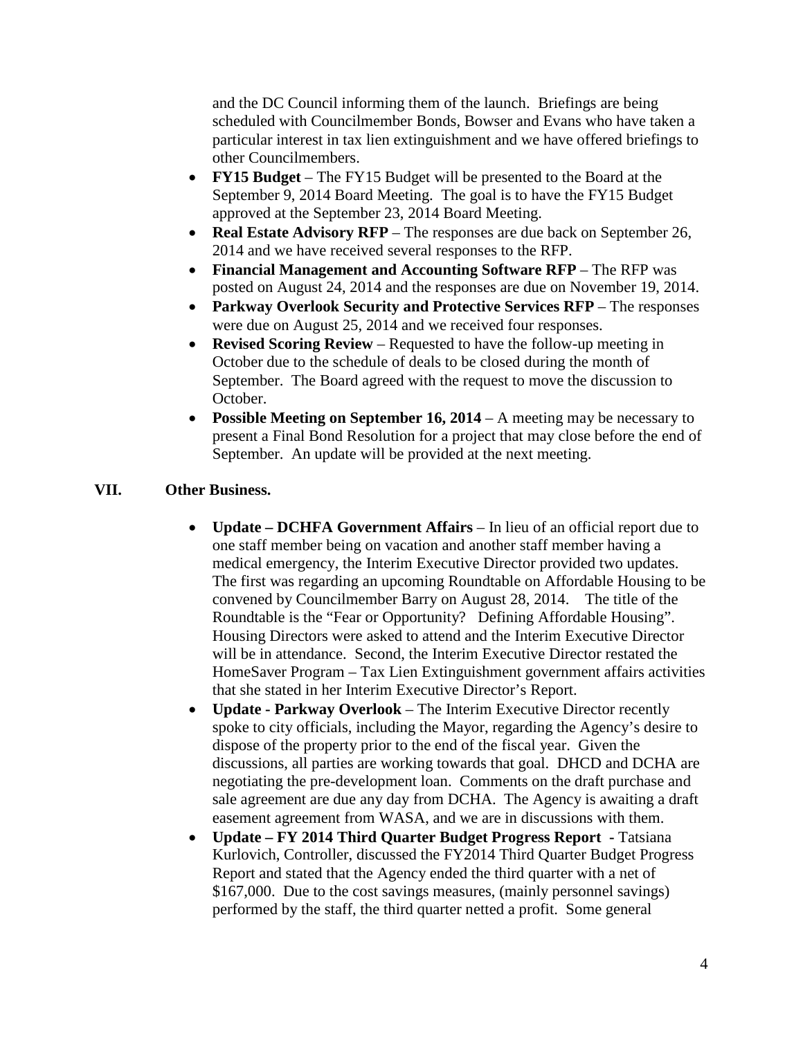and the DC Council informing them of the launch. Briefings are being scheduled with Councilmember Bonds, Bowser and Evans who have taken a particular interest in tax lien extinguishment and we have offered briefings to other Councilmembers.

- **FY15 Budget** – The FY15 Budget will be presented to the Board at the September 9, 2014 Board Meeting. The goal is to have the FY15 Budget approved at the September 23, 2014 Board Meeting.
- **Real Estate Advisory RFP** – The responses are due back on September 26, 2014 and we have received several responses to the RFP.
- **Financial Management and Accounting Software RFP** – The RFP was posted on August 24, 2014 and the responses are due on November 19, 2014.
- **Parkway Overlook Security and Protective Services RFP** – The responses were due on August 25, 2014 and we received four responses.
- **Revised Scoring Review** – Requested to have the follow-up meeting in October due to the schedule of deals to be closed during the month of September. The Board agreed with the request to move the discussion to October.
- **Possible Meeting on September 16, 2014** – A meeting may be necessary to present a Final Bond Resolution for a project that may close before the end of September. An update will be provided at the next meeting.

## VII. Other Business.

- **Update – DCHFA Government Affairs** – In lieu of an official report due to one staff member being on vacation and another staff member having a medical emergency, the Interim Executive Director provided two updates. The first was regarding an upcoming Roundtable on Affordable Housing to be convened by Councilmember Barry on August 28, 2014. The title of the Roundtable is the "Fear or Opportunity? Defining Affordable Housing". Housing Directors were asked to attend and the Interim Executive Director will be in attendance. Second, the Interim Executive Director restated the HomeSaver Program – Tax Lien Extinguishment government affairs activities that she stated in her Interim Executive Director's Report.
- **Update - Parkway Overlook** – The Interim Executive Director recently spoke to city officials, including the Mayor, regarding the Agency's desire to dispose of the property prior to the end of the fiscal year. Given the discussions, all parties are working towards that goal. DHCD and DCHA are negotiating the pre-development loan. Comments on the draft purchase and sale agreement are due any day from DCHA. The Agency is awaiting a draft easement agreement from WASA, and we are in discussions with them.
- **Update – FY 2014 Third Quarter Budget Progress Report -** Tatsiana Kurlovich, Controller, discussed the FY2014 Third Quarter Budget Progress Report and stated that the Agency ended the third quarter with a net of $167,000. Due to the cost savings measures, (mainly personnel savings) performed by the staff, the third quarter netted a profit. Some general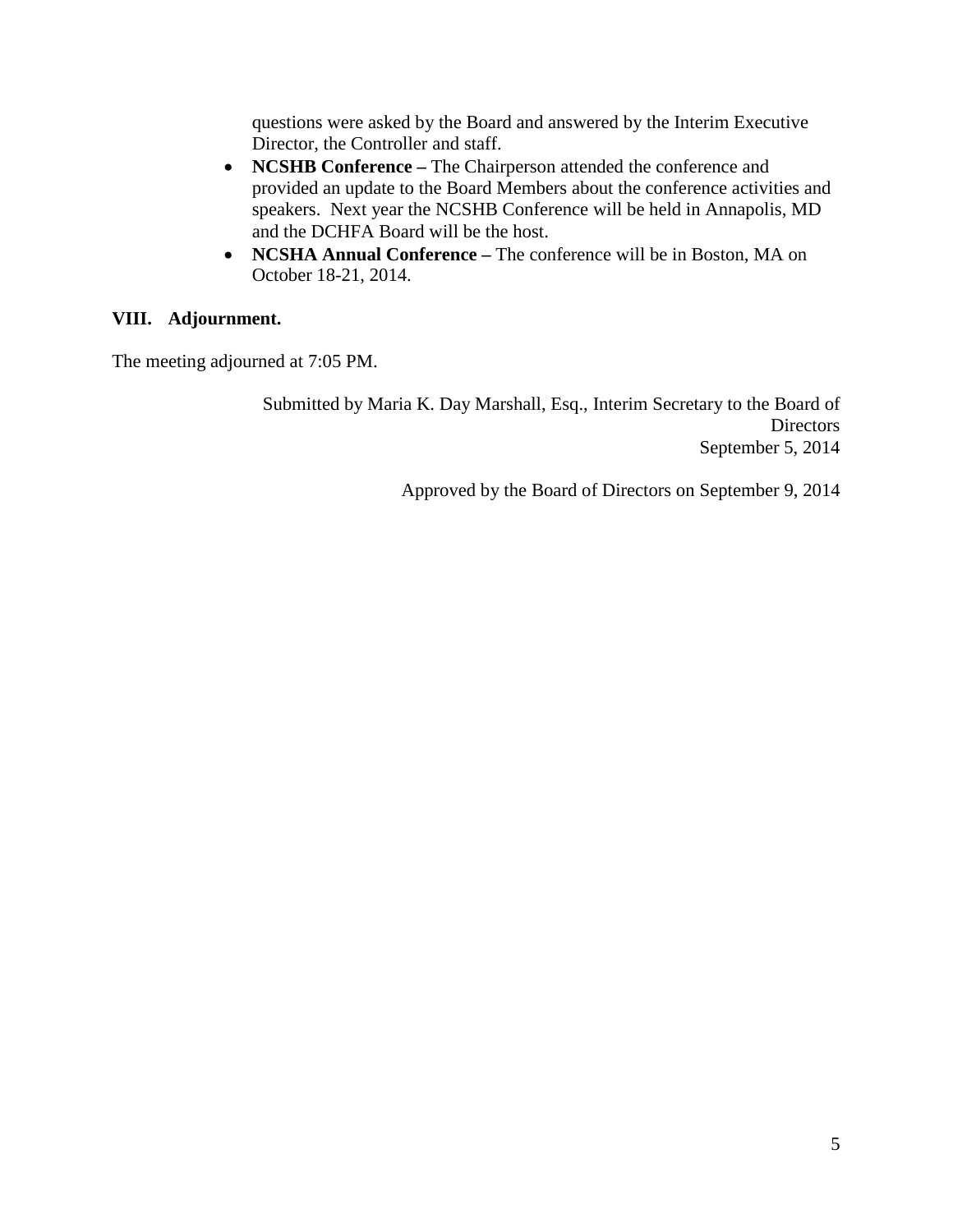questions were asked by the Board and answered by the Interim Executive Director, the Controller and staff.

- **NCSHB Conference –** The Chairperson attended the conference and provided an update to the Board Members about the conference activities and speakers. Next year the NCSHB Conference will be held in Annapolis, MD and the DCHFA Board will be the host.
- **NCSHA Annual Conference –** The conference will be in Boston, MA on October 18-21, 2014.

## VIII. Adjournment.

The meeting adjourned at 7:05 PM.

Submitted by Maria K. Day Marshall, Esq., Interim Secretary to the Board of Directors
September 5, 2014

Approved by the Board of Directors on September 9, 2014